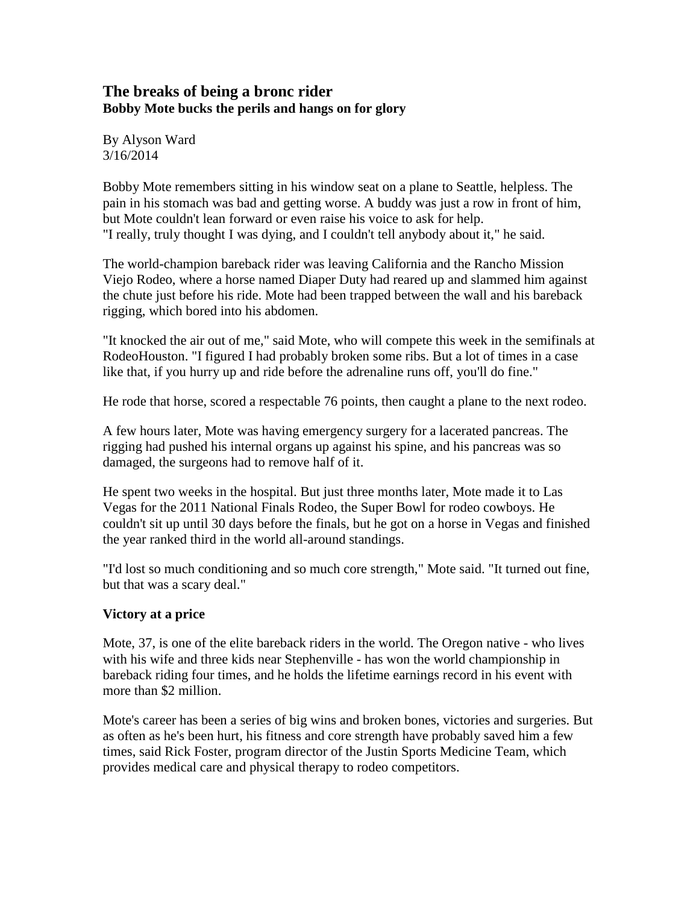# The breaks of being a bronc rider

**Bobby Mote bucks the perils and hangs on for glory**

By Alyson Ward
3/16/2014

Bobby Mote remembers sitting in his window seat on a plane to Seattle, helpless. The pain in his stomach was bad and getting worse. A buddy was just a row in front of him, but Mote couldn't lean forward or even raise his voice to ask for help.
"I really, truly thought I was dying, and I couldn't tell anybody about it," he said.

The world-champion bareback rider was leaving California and the Rancho Mission Viejo Rodeo, where a horse named Diaper Duty had reared up and slammed him against the chute just before his ride. Mote had been trapped between the wall and his bareback rigging, which bored into his abdomen.

"It knocked the air out of me," said Mote, who will compete this week in the semifinals at RodeoHouston. "I figured I had probably broken some ribs. But a lot of times in a case like that, if you hurry up and ride before the adrenaline runs off, you'll do fine."

He rode that horse, scored a respectable 76 points, then caught a plane to the next rodeo.

A few hours later, Mote was having emergency surgery for a lacerated pancreas. The rigging had pushed his internal organs up against his spine, and his pancreas was so damaged, the surgeons had to remove half of it.

He spent two weeks in the hospital. But just three months later, Mote made it to Las Vegas for the 2011 National Finals Rodeo, the Super Bowl for rodeo cowboys. He couldn't sit up until 30 days before the finals, but he got on a horse in Vegas and finished the year ranked third in the world all-around standings.

"I'd lost so much conditioning and so much core strength," Mote said. "It turned out fine, but that was a scary deal."

## Victory at a price

Mote, 37, is one of the elite bareback riders in the world. The Oregon native - who lives with his wife and three kids near Stephenville - has won the world championship in bareback riding four times, and he holds the lifetime earnings record in his event with more than $2 million.

Mote's career has been a series of big wins and broken bones, victories and surgeries. But as often as he's been hurt, his fitness and core strength have probably saved him a few times, said Rick Foster, program director of the Justin Sports Medicine Team, which provides medical care and physical therapy to rodeo competitors.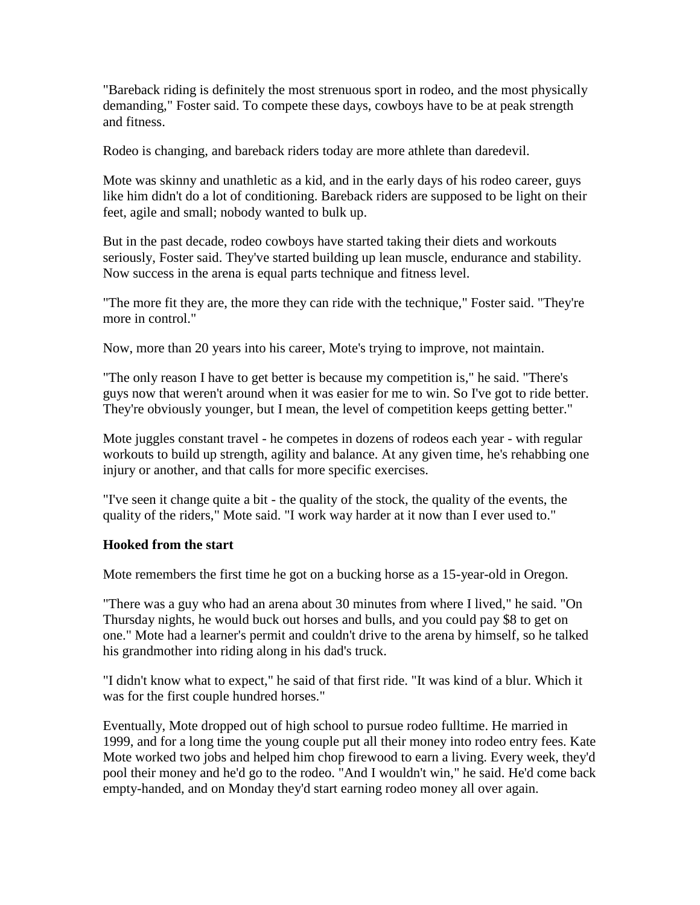"Bareback riding is definitely the most strenuous sport in rodeo, and the most physically demanding," Foster said. To compete these days, cowboys have to be at peak strength and fitness.

Rodeo is changing, and bareback riders today are more athlete than daredevil.

Mote was skinny and unathletic as a kid, and in the early days of his rodeo career, guys like him didn't do a lot of conditioning. Bareback riders are supposed to be light on their feet, agile and small; nobody wanted to bulk up.

But in the past decade, rodeo cowboys have started taking their diets and workouts seriously, Foster said. They've started building up lean muscle, endurance and stability. Now success in the arena is equal parts technique and fitness level.

"The more fit they are, the more they can ride with the technique," Foster said. "They're more in control."

Now, more than 20 years into his career, Mote's trying to improve, not maintain.

"The only reason I have to get better is because my competition is," he said. "There's guys now that weren't around when it was easier for me to win. So I've got to ride better. They're obviously younger, but I mean, the level of competition keeps getting better."

Mote juggles constant travel - he competes in dozens of rodeos each year - with regular workouts to build up strength, agility and balance. At any given time, he's rehabbing one injury or another, and that calls for more specific exercises.

"I've seen it change quite a bit - the quality of the stock, the quality of the events, the quality of the riders," Mote said. "I work way harder at it now than I ever used to."

**Hooked from the start**

Mote remembers the first time he got on a bucking horse as a 15-year-old in Oregon.

"There was a guy who had an arena about 30 minutes from where I lived," he said. "On Thursday nights, he would buck out horses and bulls, and you could pay $8 to get on one." Mote had a learner's permit and couldn't drive to the arena by himself, so he talked his grandmother into riding along in his dad's truck.

"I didn't know what to expect," he said of that first ride. "It was kind of a blur. Which it was for the first couple hundred horses."

Eventually, Mote dropped out of high school to pursue rodeo fulltime. He married in 1999, and for a long time the young couple put all their money into rodeo entry fees. Kate Mote worked two jobs and helped him chop firewood to earn a living. Every week, they'd pool their money and he'd go to the rodeo. "And I wouldn't win," he said. He'd come back empty-handed, and on Monday they'd start earning rodeo money all over again.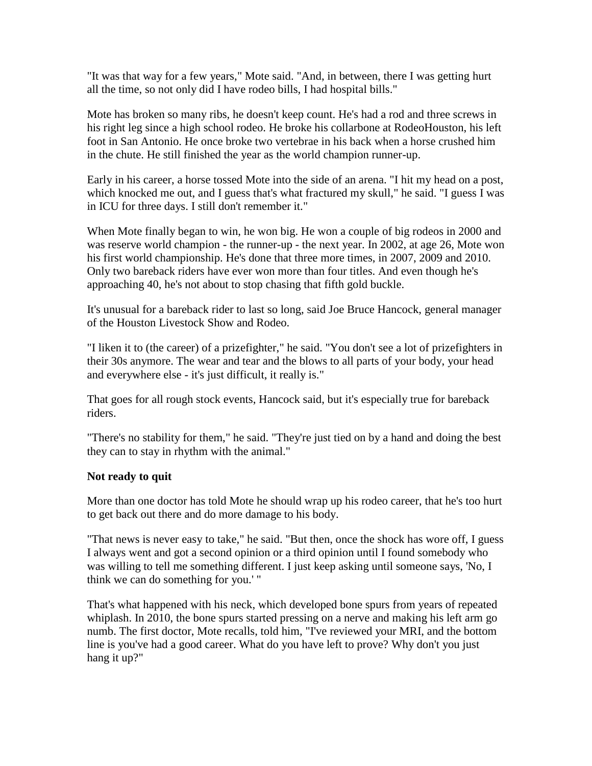"It was that way for a few years," Mote said. "And, in between, there I was getting hurt all the time, so not only did I have rodeo bills, I had hospital bills."

Mote has broken so many ribs, he doesn't keep count. He's had a rod and three screws in his right leg since a high school rodeo. He broke his collarbone at RodeoHouston, his left foot in San Antonio. He once broke two vertebrae in his back when a horse crushed him in the chute. He still finished the year as the world champion runner-up.

Early in his career, a horse tossed Mote into the side of an arena. "I hit my head on a post, which knocked me out, and I guess that's what fractured my skull," he said. "I guess I was in ICU for three days. I still don't remember it."

When Mote finally began to win, he won big. He won a couple of big rodeos in 2000 and was reserve world champion - the runner-up - the next year. In 2002, at age 26, Mote won his first world championship. He's done that three more times, in 2007, 2009 and 2010. Only two bareback riders have ever won more than four titles. And even though he's approaching 40, he's not about to stop chasing that fifth gold buckle.

It's unusual for a bareback rider to last so long, said Joe Bruce Hancock, general manager of the Houston Livestock Show and Rodeo.

"I liken it to (the career) of a prizefighter," he said. "You don't see a lot of prizefighters in their 30s anymore. The wear and tear and the blows to all parts of your body, your head and everywhere else - it's just difficult, it really is."

That goes for all rough stock events, Hancock said, but it's especially true for bareback riders.

"There's no stability for them," he said. "They're just tied on by a hand and doing the best they can to stay in rhythm with the animal."

**Not ready to quit**

More than one doctor has told Mote he should wrap up his rodeo career, that he's too hurt to get back out there and do more damage to his body.

"That news is never easy to take," he said. "But then, once the shock has wore off, I guess I always went and got a second opinion or a third opinion until I found somebody who was willing to tell me something different. I just keep asking until someone says, 'No, I think we can do something for you.' "

That's what happened with his neck, which developed bone spurs from years of repeated whiplash. In 2010, the bone spurs started pressing on a nerve and making his left arm go numb. The first doctor, Mote recalls, told him, "I've reviewed your MRI, and the bottom line is you've had a good career. What do you have left to prove? Why don't you just hang it up?"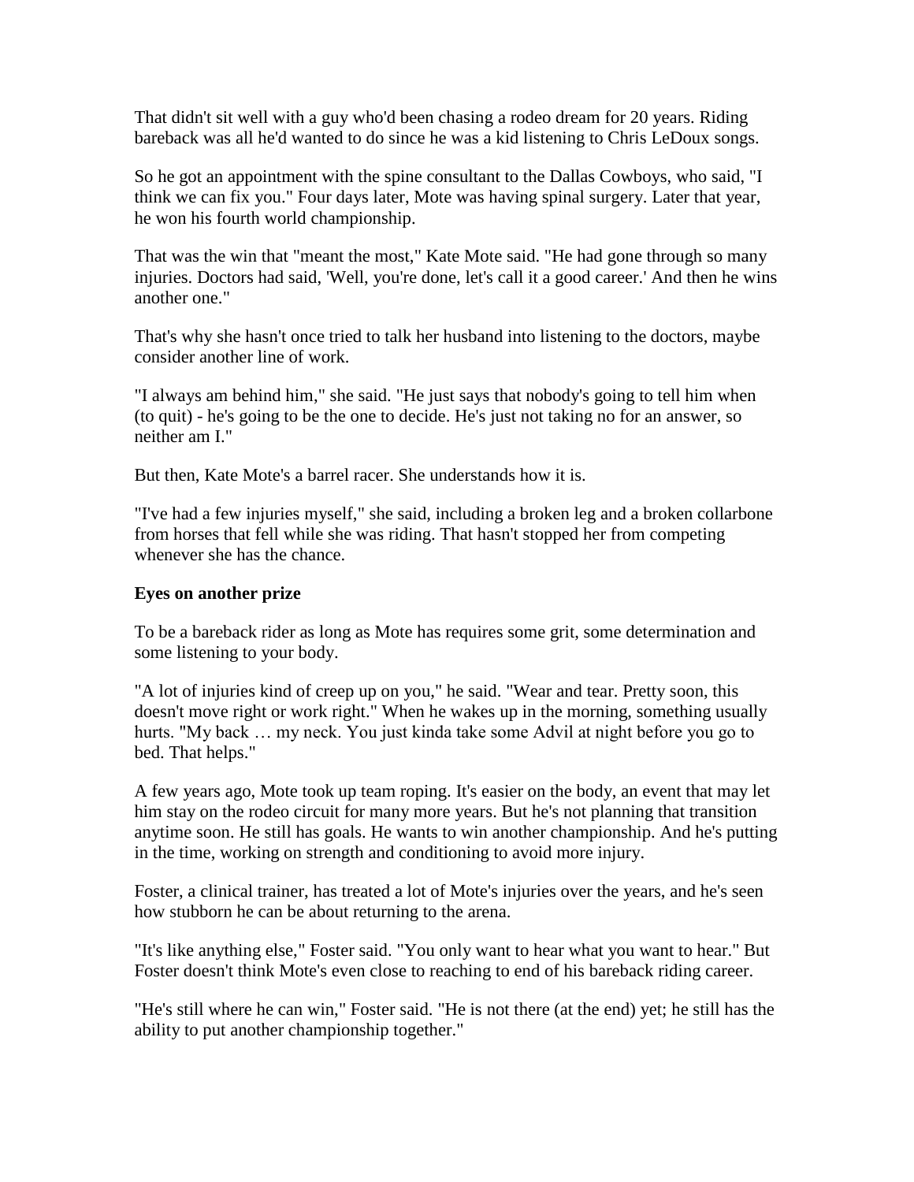That didn't sit well with a guy who'd been chasing a rodeo dream for 20 years. Riding bareback was all he'd wanted to do since he was a kid listening to Chris LeDoux songs.

So he got an appointment with the spine consultant to the Dallas Cowboys, who said, "I think we can fix you." Four days later, Mote was having spinal surgery. Later that year, he won his fourth world championship.

That was the win that "meant the most," Kate Mote said. "He had gone through so many injuries. Doctors had said, 'Well, you're done, let's call it a good career.' And then he wins another one."

That's why she hasn't once tried to talk her husband into listening to the doctors, maybe consider another line of work.

"I always am behind him," she said. "He just says that nobody's going to tell him when (to quit) - he's going to be the one to decide. He's just not taking no for an answer, so neither am I."

But then, Kate Mote's a barrel racer. She understands how it is.

"I've had a few injuries myself," she said, including a broken leg and a broken collarbone from horses that fell while she was riding. That hasn't stopped her from competing whenever she has the chance.

**Eyes on another prize**

To be a bareback rider as long as Mote has requires some grit, some determination and some listening to your body.

"A lot of injuries kind of creep up on you," he said. "Wear and tear. Pretty soon, this doesn't move right or work right." When he wakes up in the morning, something usually hurts. "My back … my neck. You just kinda take some Advil at night before you go to bed. That helps."

A few years ago, Mote took up team roping. It's easier on the body, an event that may let him stay on the rodeo circuit for many more years. But he's not planning that transition anytime soon. He still has goals. He wants to win another championship. And he's putting in the time, working on strength and conditioning to avoid more injury.

Foster, a clinical trainer, has treated a lot of Mote's injuries over the years, and he's seen how stubborn he can be about returning to the arena.

"It's like anything else," Foster said. "You only want to hear what you want to hear." But Foster doesn't think Mote's even close to reaching to end of his bareback riding career.

"He's still where he can win," Foster said. "He is not there (at the end) yet; he still has the ability to put another championship together."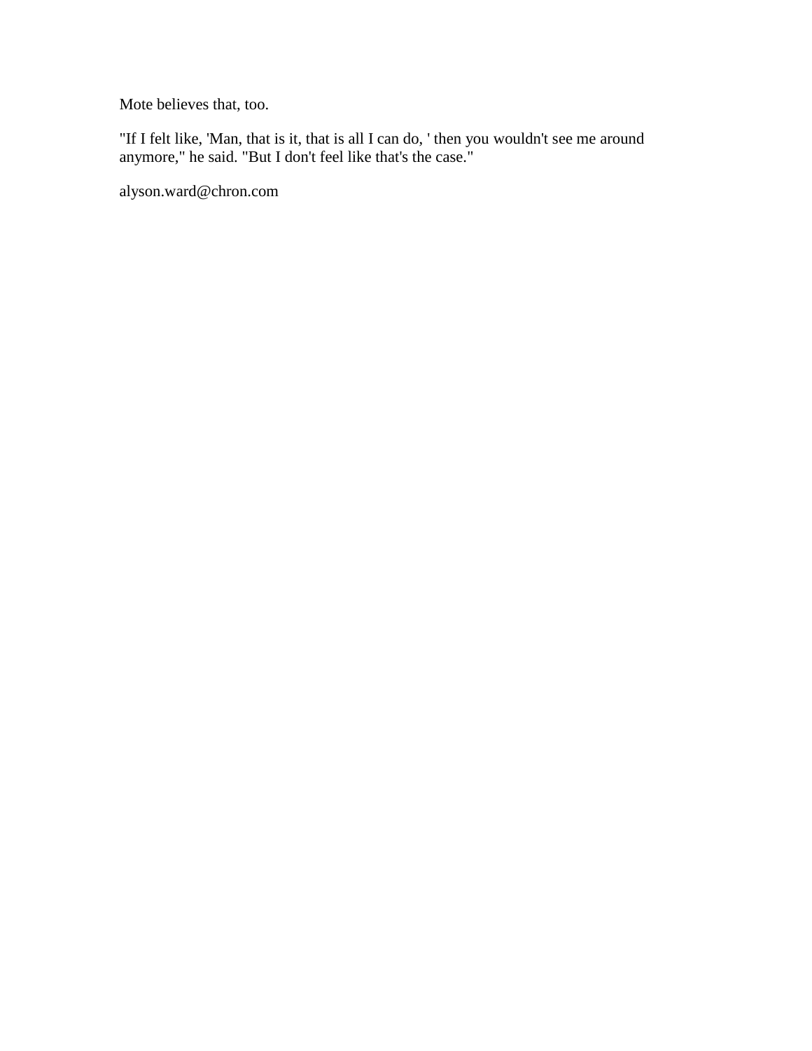Mote believes that, too.

"If I felt like, 'Man, that is it, that is all I can do, ' then you wouldn't see me around anymore," he said. "But I don't feel like that's the case."

alyson.ward@chron.com